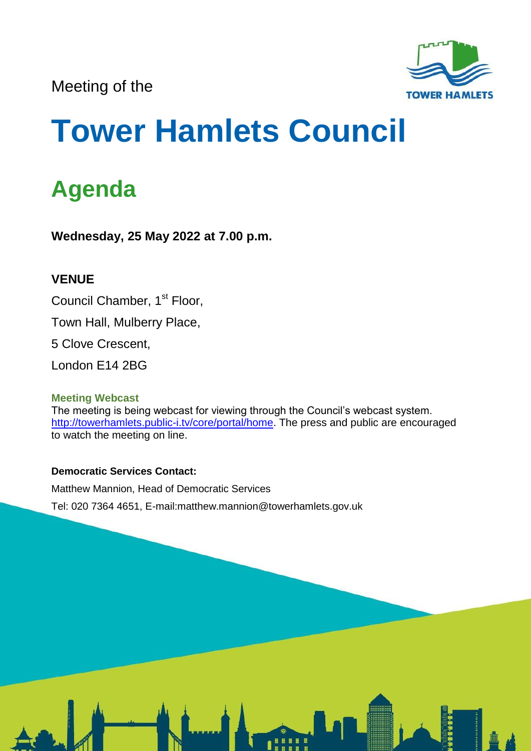Meeting of the

# Tower Hamlets Council

## Agenda

**Wednesday, 25 May 2022 at 7.00 p.m.**

### VENUE

Council Chamber, 1st Floor,

Town Hall, Mulberry Place,

5 Clove Crescent,

London E14 2BG

**Meeting Webcast**

The meeting is being webcast for viewing through the Council's webcast system. http://towerhamlets.public-i.tv/core/portal/home. The press and public are encouraged to watch the meeting on line.

**Democratic Services Contact:**

Matthew Mannion, Head of Democratic Services

Tel: 020 7364 4651, E-mail:matthew.mannion@towerhamlets.gov.uk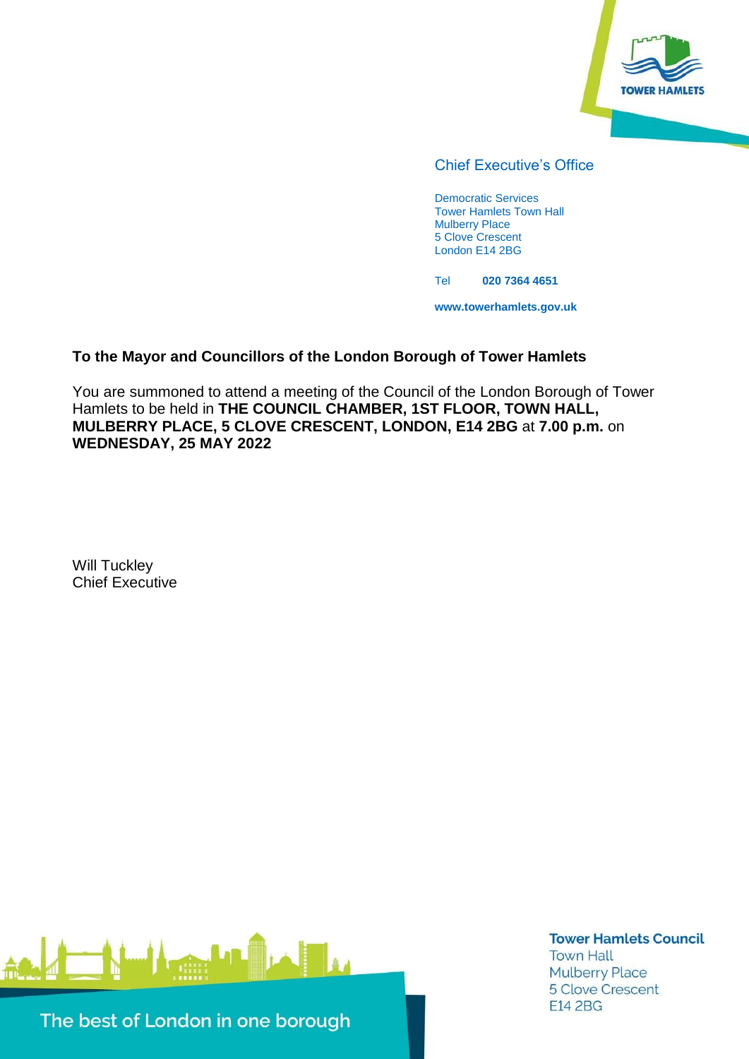Chief Executive's Office

Democratic Services
Tower Hamlets Town Hall
Mulberry Place
5 Clove Crescent
London E14 2BG

Tel **020 7364 4651**

**www.towerhamlets.gov.uk**

**To the Mayor and Councillors of the London Borough of Tower Hamlets**

You are summoned to attend a meeting of the Council of the London Borough of Tower Hamlets to be held in **THE COUNCIL CHAMBER, 1ST FLOOR, TOWN HALL, MULBERRY PLACE, 5 CLOVE CRESCENT, LONDON, E14 2BG** at **7.00 p.m.** on **WEDNESDAY, 25 MAY 2022**

Will Tuckley
Chief Executive

The best of London in one borough

**Tower Hamlets Council**
Town Hall
Mulberry Place
5 Clove Crescent
E14 2BG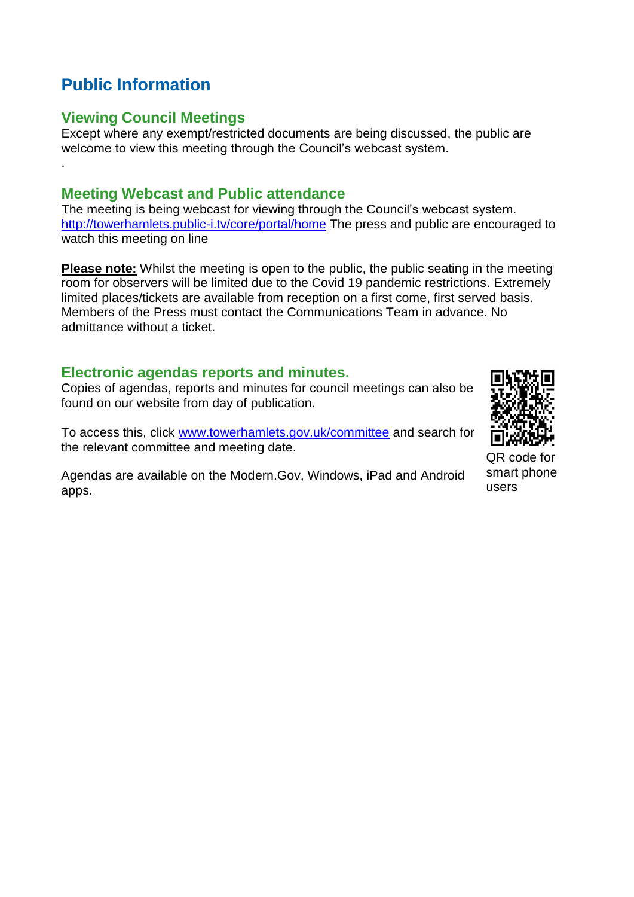# Public Information

## Viewing Council Meetings

Except where any exempt/restricted documents are being discussed, the public are welcome to view this meeting through the Council's webcast system.

.

## Meeting Webcast and Public attendance

The meeting is being webcast for viewing through the Council's webcast system. http://towerhamlets.public-i.tv/core/portal/home The press and public are encouraged to watch this meeting on line

**Please note:** Whilst the meeting is open to the public, the public seating in the meeting room for observers will be limited due to the Covid 19 pandemic restrictions. Extremely limited places/tickets are available from reception on a first come, first served basis. Members of the Press must contact the Communications Team in advance. No admittance without a ticket.

## Electronic agendas reports and minutes.

Copies of agendas, reports and minutes for council meetings can also be found on our website from day of publication.

To access this, click www.towerhamlets.gov.uk/committee and search for the relevant committee and meeting date.

Agendas are available on the Modern.Gov, Windows, iPad and Android apps.

QR code for smart phone users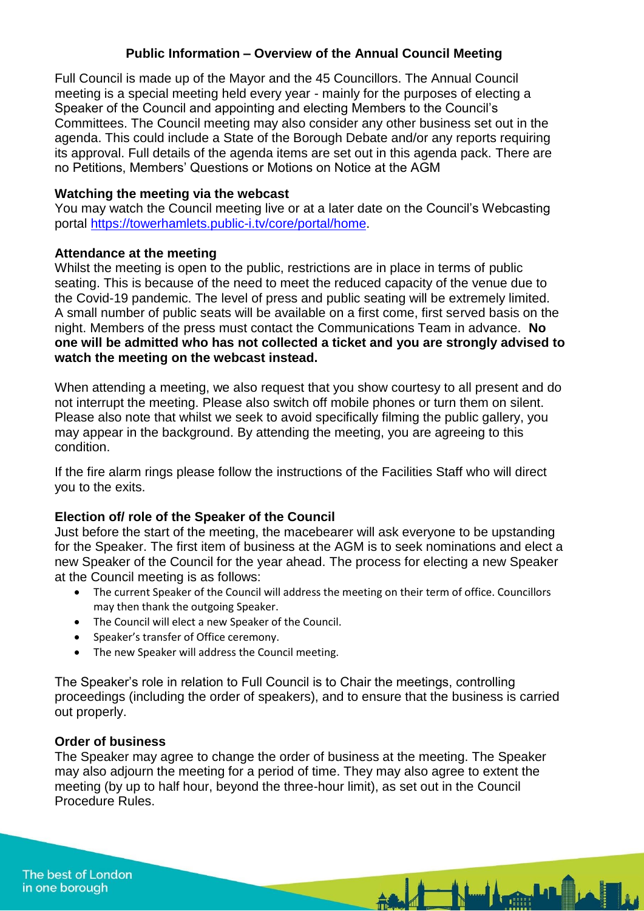# Public Information – Overview of the Annual Council Meeting

Full Council is made up of the Mayor and the 45 Councillors. The Annual Council meeting is a special meeting held every year - mainly for the purposes of electing a Speaker of the Council and appointing and electing Members to the Council's Committees. The Council meeting may also consider any other business set out in the agenda. This could include a State of the Borough Debate and/or any reports requiring its approval. Full details of the agenda items are set out in this agenda pack. There are no Petitions, Members' Questions or Motions on Notice at the AGM

**Watching the meeting via the webcast**

You may watch the Council meeting live or at a later date on the Council's Webcasting portal https://towerhamlets.public-i.tv/core/portal/home.

**Attendance at the meeting**

Whilst the meeting is open to the public, restrictions are in place in terms of public seating. This is because of the need to meet the reduced capacity of the venue due to the Covid-19 pandemic. The level of press and public seating will be extremely limited. A small number of public seats will be available on a first come, first served basis on the night. Members of the press must contact the Communications Team in advance. **No one will be admitted who has not collected a ticket and you are strongly advised to watch the meeting on the webcast instead.**

When attending a meeting, we also request that you show courtesy to all present and do not interrupt the meeting. Please also switch off mobile phones or turn them on silent. Please also note that whilst we seek to avoid specifically filming the public gallery, you may appear in the background. By attending the meeting, you are agreeing to this condition.

If the fire alarm rings please follow the instructions of the Facilities Staff who will direct you to the exits.

**Election of/ role of the Speaker of the Council**

Just before the start of the meeting, the macebearer will ask everyone to be upstanding for the Speaker. The first item of business at the AGM is to seek nominations and elect a new Speaker of the Council for the year ahead. The process for electing a new Speaker at the Council meeting is as follows:

- The current Speaker of the Council will address the meeting on their term of office. Councillors may then thank the outgoing Speaker.
- The Council will elect a new Speaker of the Council.
- Speaker's transfer of Office ceremony.
- The new Speaker will address the Council meeting.

The Speaker's role in relation to Full Council is to Chair the meetings, controlling proceedings (including the order of speakers), and to ensure that the business is carried out properly.

**Order of business**

The Speaker may agree to change the order of business at the meeting. The Speaker may also adjourn the meeting for a period of time. They may also agree to extent the meeting (by up to half hour, beyond the three-hour limit), as set out in the Council Procedure Rules.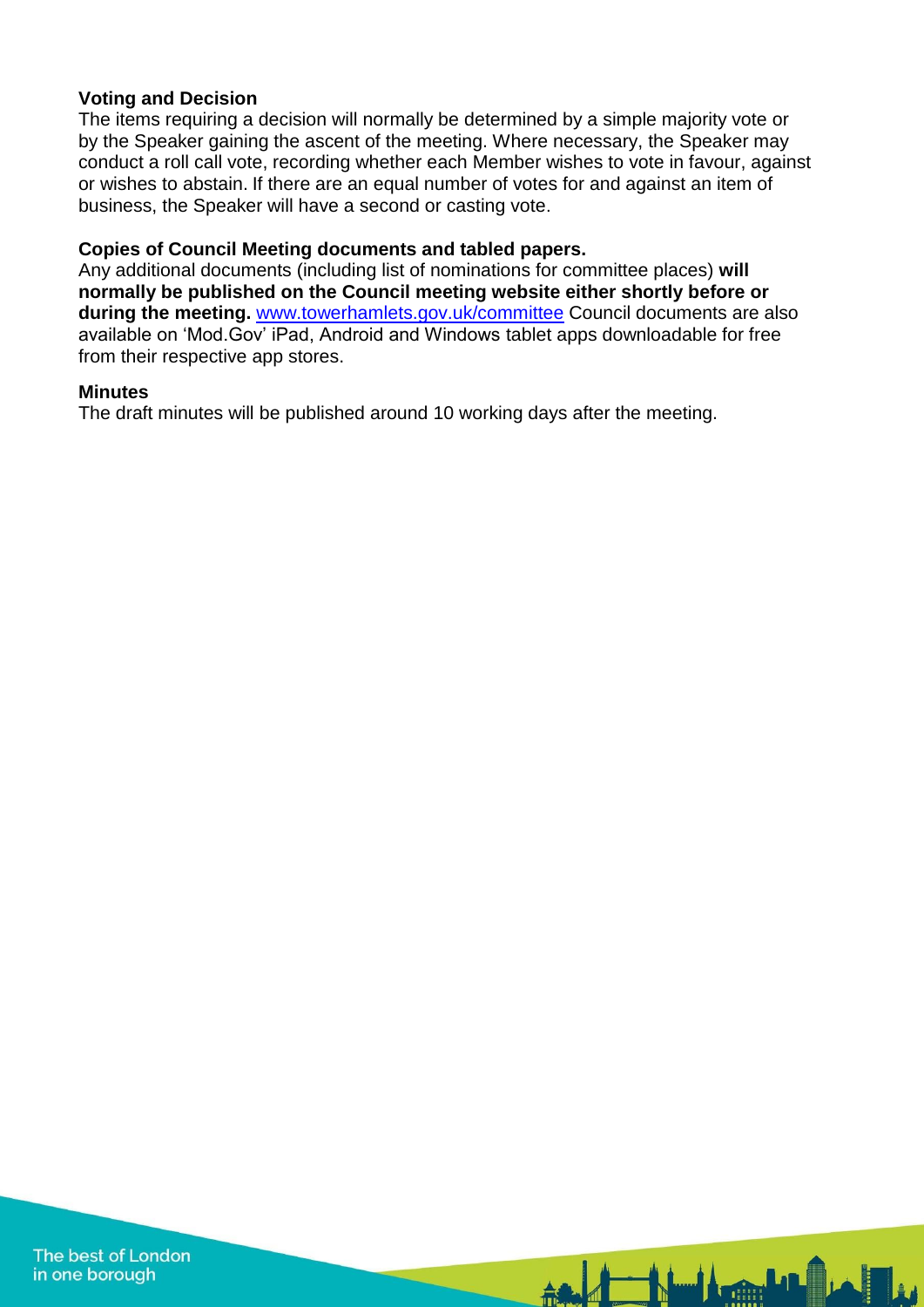**Voting and Decision**
The items requiring a decision will normally be determined by a simple majority vote or by the Speaker gaining the ascent of the meeting. Where necessary, the Speaker may conduct a roll call vote, recording whether each Member wishes to vote in favour, against or wishes to abstain. If there are an equal number of votes for and against an item of business, the Speaker will have a second or casting vote.

**Copies of Council Meeting documents and tabled papers.**
Any additional documents (including list of nominations for committee places) **will normally be published on the Council meeting website either shortly before or during the meeting.** [www.towerhamlets.gov.uk/committee](http://www.towerhamlets.gov.uk/committee) Council documents are also available on 'Mod.Gov' iPad, Android and Windows tablet apps downloadable for free from their respective app stores.

**Minutes**
The draft minutes will be published around 10 working days after the meeting.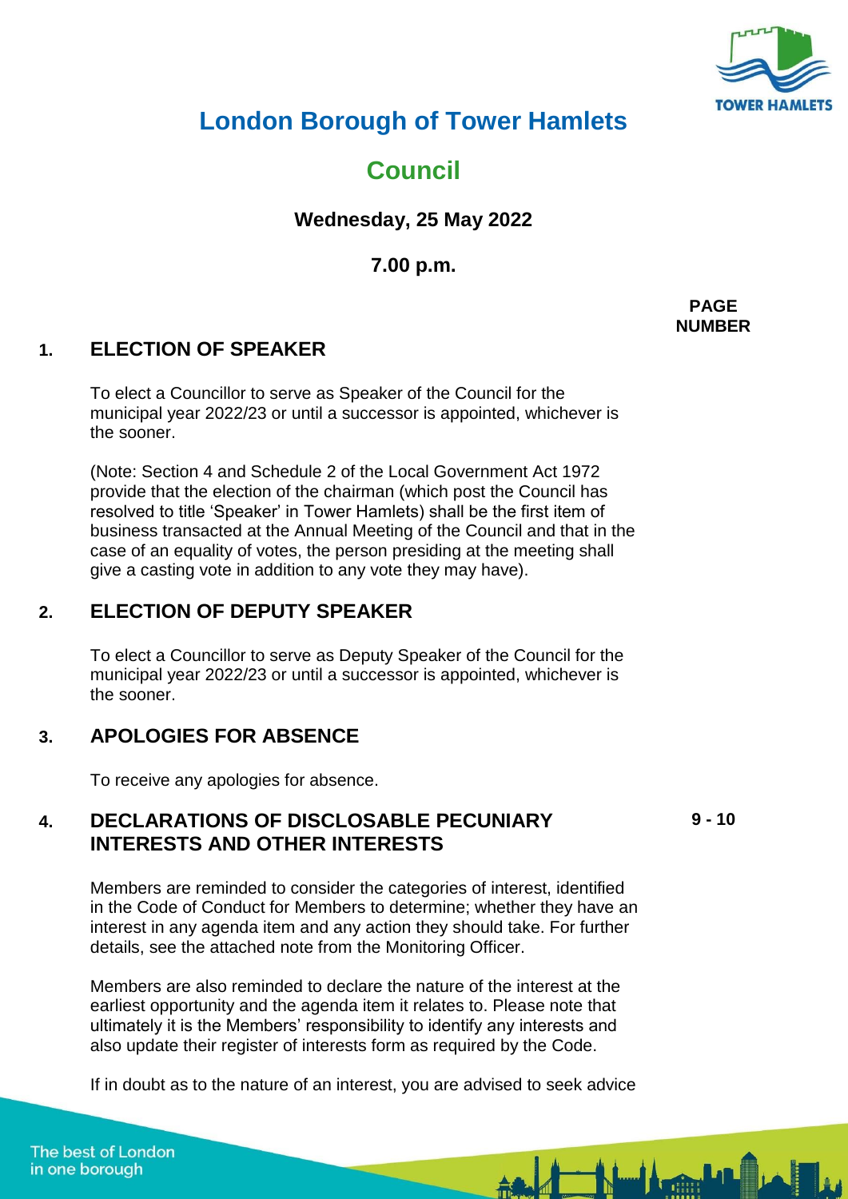# London Borough of Tower Hamlets

## Council

**Wednesday, 25 May 2022**

**7.00 p.m.**

**PAGE NUMBER**

### 1. ELECTION OF SPEAKER

To elect a Councillor to serve as Speaker of the Council for the municipal year 2022/23 or until a successor is appointed, whichever is the sooner.

(Note: Section 4 and Schedule 2 of the Local Government Act 1972 provide that the election of the chairman (which post the Council has resolved to title 'Speaker' in Tower Hamlets) shall be the first item of business transacted at the Annual Meeting of the Council and that in the case of an equality of votes, the person presiding at the meeting shall give a casting vote in addition to any vote they may have).

### 2. ELECTION OF DEPUTY SPEAKER

To elect a Councillor to serve as Deputy Speaker of the Council for the municipal year 2022/23 or until a successor is appointed, whichever is the sooner.

### 3. APOLOGIES FOR ABSENCE

To receive any apologies for absence.

### 4. DECLARATIONS OF DISCLOSABLE PECUNIARY INTERESTS AND OTHER INTERESTS — 9 - 10

Members are reminded to consider the categories of interest, identified in the Code of Conduct for Members to determine; whether they have an interest in any agenda item and any action they should take. For further details, see the attached note from the Monitoring Officer.

Members are also reminded to declare the nature of the interest at the earliest opportunity and the agenda item it relates to. Please note that ultimately it is the Members' responsibility to identify any interests and also update their register of interests form as required by the Code.

If in doubt as to the nature of an interest, you are advised to seek advice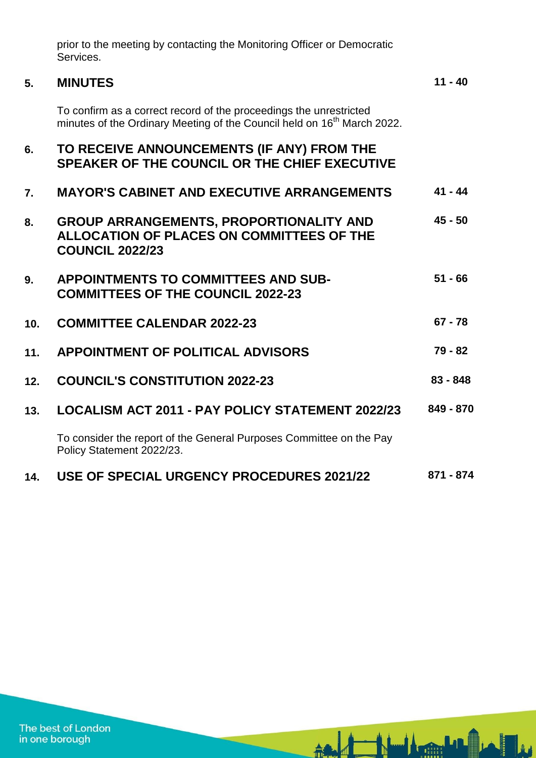prior to the meeting by contacting the Monitoring Officer or Democratic Services.

| | | |
|---|---|---|
| **5.** | **MINUTES** | **11 - 40** |
| | To confirm as a correct record of the proceedings the unrestricted minutes of the Ordinary Meeting of the Council held on 16th March 2022. | |
| **6.** | **TO RECEIVE ANNOUNCEMENTS (IF ANY) FROM THE SPEAKER OF THE COUNCIL OR THE CHIEF EXECUTIVE** | |
| **7.** | **MAYOR'S CABINET AND EXECUTIVE ARRANGEMENTS** | **41 - 44** |
| **8.** | **GROUP ARRANGEMENTS, PROPORTIONALITY AND ALLOCATION OF PLACES ON COMMITTEES OF THE COUNCIL 2022/23** | **45 - 50** |
| **9.** | **APPOINTMENTS TO COMMITTEES AND SUB-COMMITTEES OF THE COUNCIL 2022-23** | **51 - 66** |
| **10.** | **COMMITTEE CALENDAR 2022-23** | **67 - 78** |
| **11.** | **APPOINTMENT OF POLITICAL ADVISORS** | **79 - 82** |
| **12.** | **COUNCIL'S CONSTITUTION 2022-23** | **83 - 848** |
| **13.** | **LOCALISM ACT 2011 - PAY POLICY STATEMENT 2022/23** | **849 - 870** |
| | To consider the report of the General Purposes Committee on the Pay Policy Statement 2022/23. | |
| **14.** | **USE OF SPECIAL URGENCY PROCEDURES 2021/22** | **871 - 874** |

The best of London in one borough